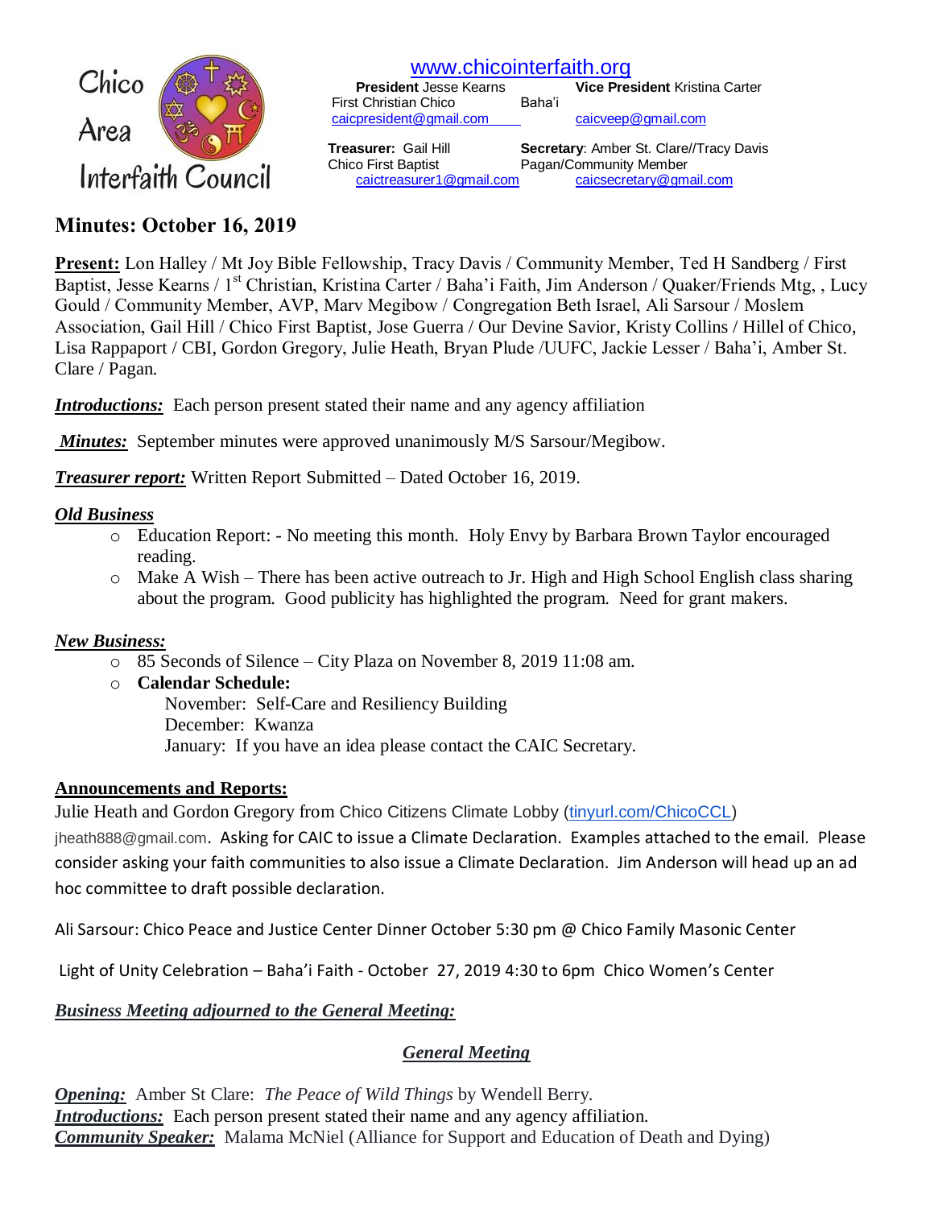Chico Area Interfaith Council

www.chicointerfaith.org

**President** Jesse Kearns
First Christian Chico
caicpresident@gmail.com

**Vice President** Kristina Carter
Baha'i
caicveep@gmail.com

**Treasurer:** Gail Hill
Chico First Baptist
caictreasurer1@gmail.com

**Secretary**: Amber St. Clare//Tracy Davis
Pagan/Community Member
caicsecretary@gmail.com

# Minutes: October 16, 2019

**Present:** Lon Halley / Mt Joy Bible Fellowship, Tracy Davis / Community Member, Ted H Sandberg / First Baptist, Jesse Kearns / 1st Christian, Kristina Carter / Baha'i Faith, Jim Anderson / Quaker/Friends Mtg, , Lucy Gould / Community Member, AVP, Marv Megibow / Congregation Beth Israel, Ali Sarsour / Moslem Association, Gail Hill / Chico First Baptist, Jose Guerra / Our Devine Savior, Kristy Collins / Hillel of Chico, Lisa Rappaport / CBI, Gordon Gregory, Julie Heath, Bryan Plude /UUFC, Jackie Lesser / Baha'i, Amber St. Clare / Pagan.

***Introductions:*** Each person present stated their name and any agency affiliation

***Minutes:*** September minutes were approved unanimously M/S Sarsour/Megibow.

***Treasurer report:*** Written Report Submitted – Dated October 16, 2019.

***Old Business***

- Education Report: - No meeting this month. Holy Envy by Barbara Brown Taylor encouraged reading.
- Make A Wish – There has been active outreach to Jr. High and High School English class sharing about the program. Good publicity has highlighted the program. Need for grant makers.

***New Business:***

- 85 Seconds of Silence – City Plaza on November 8, 2019 11:08 am.
- **Calendar Schedule:**
  November: Self-Care and Resiliency Building
  December: Kwanza
  January: If you have an idea please contact the CAIC Secretary.

**Announcements and Reports:**

Julie Heath and Gordon Gregory from Chico Citizens Climate Lobby (tinyurl.com/ChicoCCL) jheath888@gmail.com. Asking for CAIC to issue a Climate Declaration. Examples attached to the email. Please consider asking your faith communities to also issue a Climate Declaration. Jim Anderson will head up an ad hoc committee to draft possible declaration.

Ali Sarsour: Chico Peace and Justice Center Dinner October 5:30 pm @ Chico Family Masonic Center

Light of Unity Celebration – Baha'i Faith - October 27, 2019 4:30 to 6pm Chico Women's Center

***Business Meeting adjourned to the General Meeting:***

## ***General Meeting***

***Opening:*** Amber St Clare: *The Peace of Wild Things* by Wendell Berry.
***Introductions:*** Each person present stated their name and any agency affiliation.
***Community Speaker:*** Malama McNiel (Alliance for Support and Education of Death and Dying)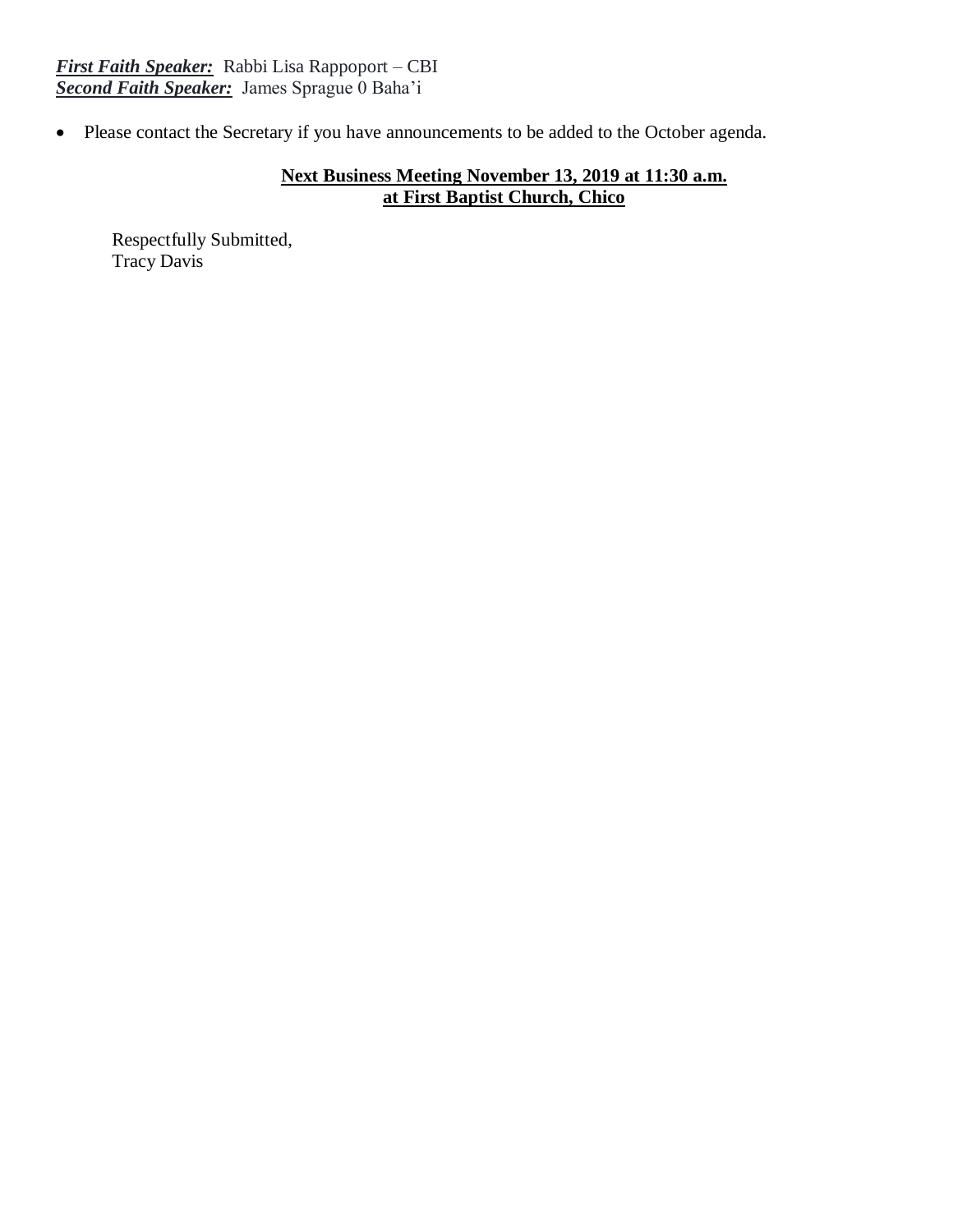***First Faith Speaker:*** Rabbi Lisa Rappoport – CBI
***Second Faith Speaker:*** James Sprague 0 Baha'i

- Please contact the Secretary if you have announcements to be added to the October agenda.

**Next Business Meeting November 13, 2019 at 11:30 a.m.**
**at First Baptist Church, Chico**

Respectfully Submitted,
Tracy Davis